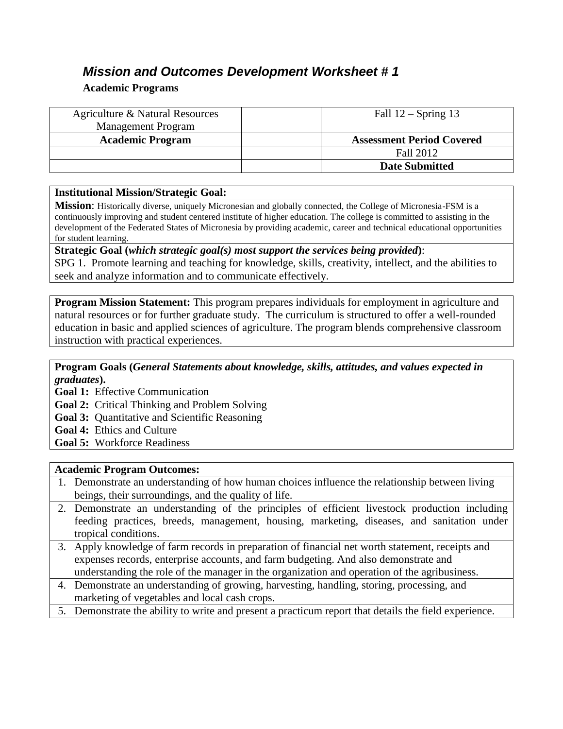## *Mission and Outcomes Development Worksheet # 1*

**Academic Programs**

| Agriculture & Natural Resources Management Program | | Fall 12 – Spring 13 |
|---|---|---|
| **Academic Program** | | **Assessment Period Covered** |
| | | Fall 2012 |
| | | **Date Submitted** |

**Institutional Mission/Strategic Goal:**

**Mission**: Historically diverse, uniquely Micronesian and globally connected, the College of Micronesia-FSM is a continuously improving and student centered institute of higher education. The college is committed to assisting in the development of the Federated States of Micronesia by providing academic, career and technical educational opportunities for student learning.

**Strategic Goal (*which strategic goal(s) most support the services being provided*)**:
SPG 1. Promote learning and teaching for knowledge, skills, creativity, intellect, and the abilities to seek and analyze information and to communicate effectively.

**Program Mission Statement:** This program prepares individuals for employment in agriculture and natural resources or for further graduate study. The curriculum is structured to offer a well-rounded education in basic and applied sciences of agriculture. The program blends comprehensive classroom instruction with practical experiences.

**Program Goals (*General Statements about knowledge, skills, attitudes, and values expected in graduates*).**

**Goal 1:** Effective Communication
**Goal 2:** Critical Thinking and Problem Solving
**Goal 3:** Quantitative and Scientific Reasoning
**Goal 4:** Ethics and Culture
**Goal 5:** Workforce Readiness

**Academic Program Outcomes:**

1. Demonstrate an understanding of how human choices influence the relationship between living beings, their surroundings, and the quality of life.
2. Demonstrate an understanding of the principles of efficient livestock production including feeding practices, breeds, management, housing, marketing, diseases, and sanitation under tropical conditions.
3. Apply knowledge of farm records in preparation of financial net worth statement, receipts and expenses records, enterprise accounts, and farm budgeting. And also demonstrate and understanding the role of the manager in the organization and operation of the agribusiness.
4. Demonstrate an understanding of growing, harvesting, handling, storing, processing, and marketing of vegetables and local cash crops.
5. Demonstrate the ability to write and present a practicum report that details the field experience.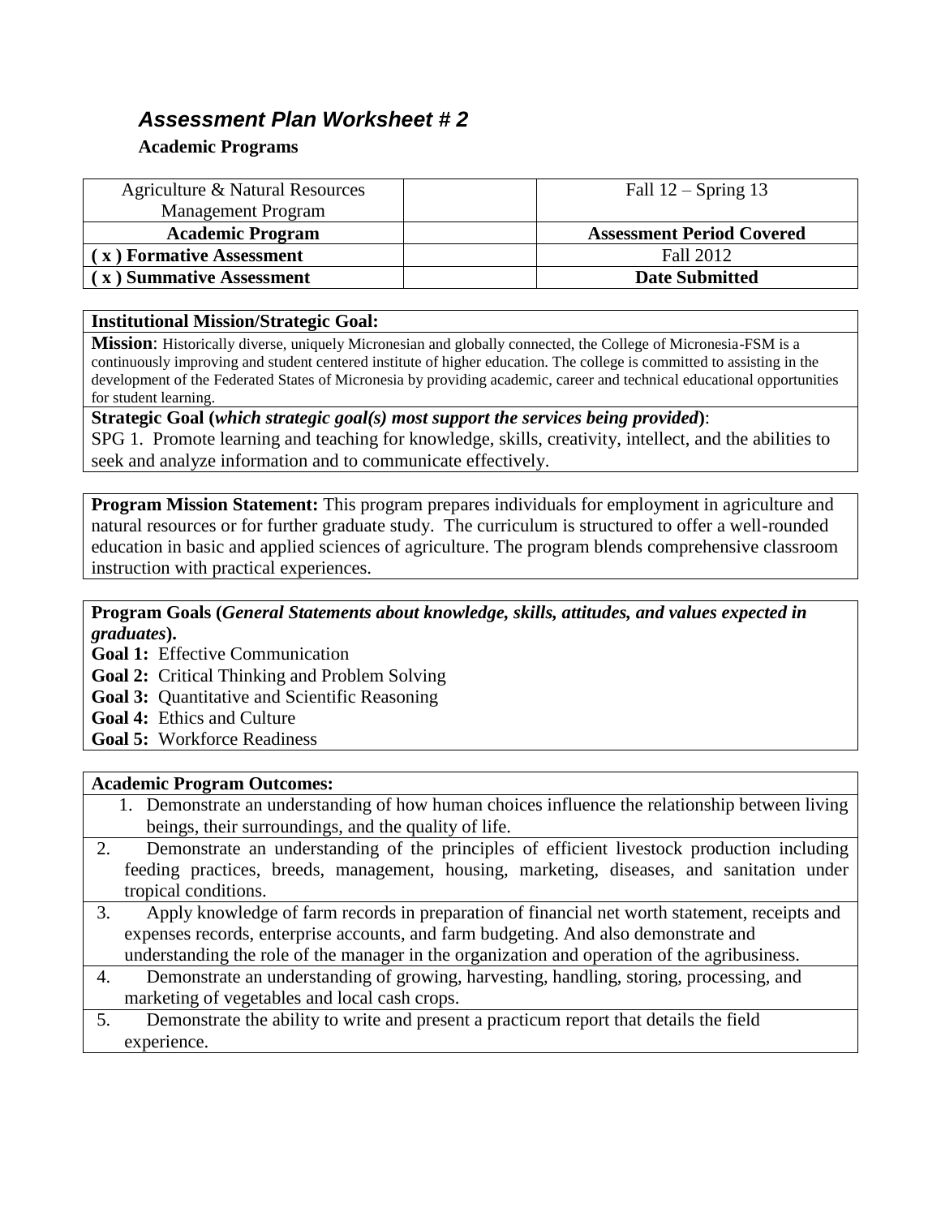## *Assessment Plan Worksheet # 2*

**Academic Programs**

| Agriculture & Natural Resources Management Program | | Fall 12 – Spring 13 |
|---|---|---|
| **Academic Program** | | **Assessment Period Covered** |
| **( x ) Formative Assessment** | | Fall 2012 |
| **( x ) Summative Assessment** | | **Date Submitted** |

**Institutional Mission/Strategic Goal:**

**Mission**: Historically diverse, uniquely Micronesian and globally connected, the College of Micronesia-FSM is a continuously improving and student centered institute of higher education. The college is committed to assisting in the development of the Federated States of Micronesia by providing academic, career and technical educational opportunities for student learning.

**Strategic Goal (*which strategic goal(s) most support the services being provided*)**:
SPG 1. Promote learning and teaching for knowledge, skills, creativity, intellect, and the abilities to seek and analyze information and to communicate effectively.

**Program Mission Statement:** This program prepares individuals for employment in agriculture and natural resources or for further graduate study. The curriculum is structured to offer a well-rounded education in basic and applied sciences of agriculture. The program blends comprehensive classroom instruction with practical experiences.

**Program Goals (*General Statements about knowledge, skills, attitudes, and values expected in graduates*).**

**Goal 1:** Effective Communication
**Goal 2:** Critical Thinking and Problem Solving
**Goal 3:** Quantitative and Scientific Reasoning
**Goal 4:** Ethics and Culture
**Goal 5:** Workforce Readiness

**Academic Program Outcomes:**

1. Demonstrate an understanding of how human choices influence the relationship between living beings, their surroundings, and the quality of life.
2. Demonstrate an understanding of the principles of efficient livestock production including feeding practices, breeds, management, housing, marketing, diseases, and sanitation under tropical conditions.
3. Apply knowledge of farm records in preparation of financial net worth statement, receipts and expenses records, enterprise accounts, and farm budgeting. And also demonstrate and understanding the role of the manager in the organization and operation of the agribusiness.
4. Demonstrate an understanding of growing, harvesting, handling, storing, processing, and marketing of vegetables and local cash crops.
5. Demonstrate the ability to write and present a practicum report that details the field experience.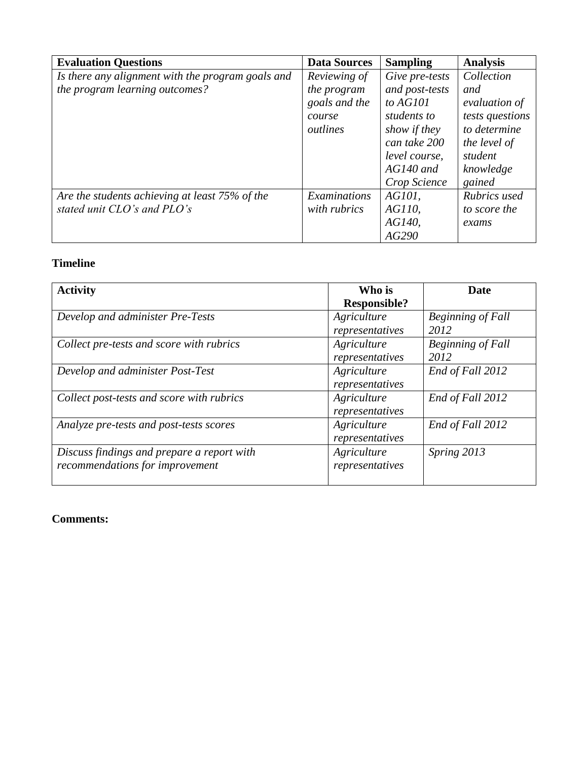| **Evaluation Questions** | **Data Sources** | **Sampling** | **Analysis** |
|---|---|---|---|
| *Is there any alignment with the program goals and the program learning outcomes?* | *Reviewing of the program goals and the course outlines* | *Give pre-tests and post-tests to AG101 students to show if they can take 200 level course, AG140 and Crop Science* | *Collection and evaluation of tests questions to determine the level of student knowledge gained* |
| *Are the students achieving at least 75% of the stated unit CLO's and PLO's* | *Examinations with rubrics* | *AG101, AG110, AG140, AG290* | *Rubrics used to score the exams* |

**Timeline**

| **Activity** | **Who is Responsible?** | **Date** |
|---|---|---|
| *Develop and administer Pre-Tests* | *Agriculture representatives* | *Beginning of Fall 2012* |
| *Collect pre-tests and score with rubrics* | *Agriculture representatives* | *Beginning of Fall 2012* |
| *Develop and administer Post-Test* | *Agriculture representatives* | *End of Fall 2012* |
| *Collect post-tests and score with rubrics* | *Agriculture representatives* | *End of Fall 2012* |
| *Analyze pre-tests and post-tests scores* | *Agriculture representatives* | *End of Fall 2012* |
| *Discuss findings and prepare a report with recommendations for improvement* | *Agriculture representatives* | *Spring 2013* |

**Comments:**